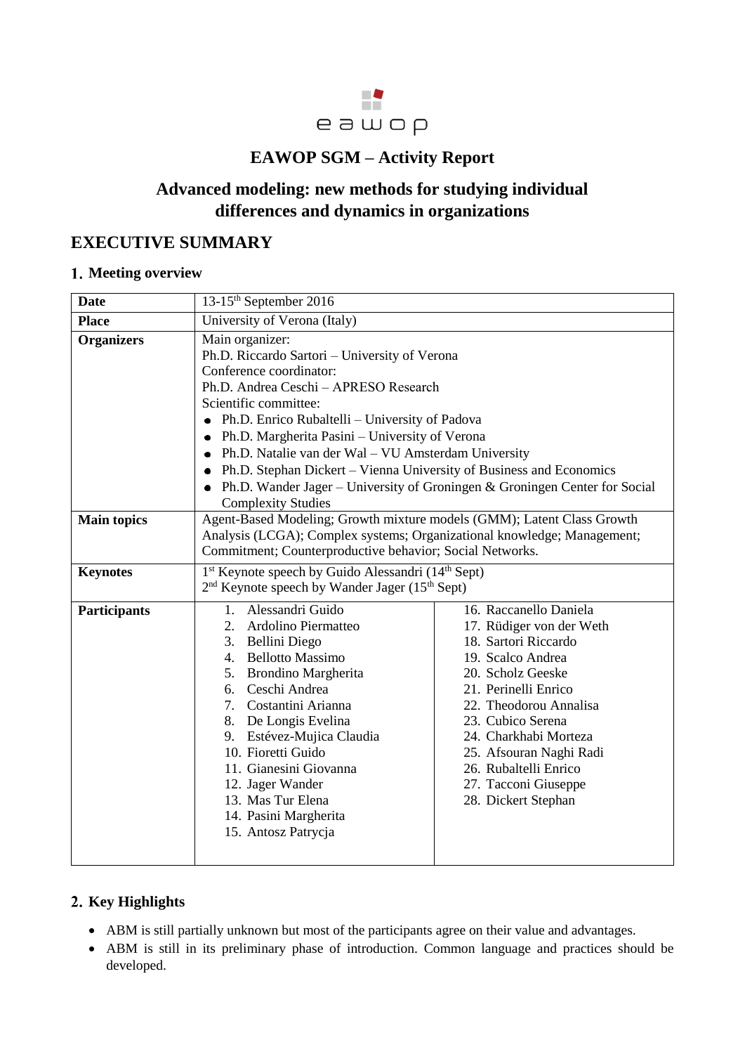eawop

# EAWOP SGM – Activity Report

## Advanced modeling: new methods for studying individual differences and dynamics in organizations

## EXECUTIVE SUMMARY

### 1. Meeting overview

| | |
|---|---|
| **Date** | 13-15th September 2016 |
| **Place** | University of Verona (Italy) |
| **Organizers** | Main organizer:<br>Ph.D. Riccardo Sartori – University of Verona<br>Conference coordinator:<br>Ph.D. Andrea Ceschi – APRESO Research<br>Scientific committee:<br>• Ph.D. Enrico Rubaltelli – University of Padova<br>• Ph.D. Margherita Pasini – University of Verona<br>• Ph.D. Natalie van der Wal – VU Amsterdam University<br>• Ph.D. Stephan Dickert – Vienna University of Business and Economics<br>• Ph.D. Wander Jager – University of Groningen & Groningen Center for Social Complexity Studies |
| **Main topics** | Agent-Based Modeling; Growth mixture models (GMM); Latent Class Growth Analysis (LCGA); Complex systems; Organizational knowledge; Management; Commitment; Counterproductive behavior; Social Networks. |
| **Keynotes** | 1st Keynote speech by Guido Alessandri (14th Sept)<br>2nd Keynote speech by Wander Jager (15th Sept) |
| **Participants** | 1. Alessandri Guido<br>2. Ardolino Piermatteo<br>3. Bellini Diego<br>4. Bellotto Massimo<br>5. Brondino Margherita<br>6. Ceschi Andrea<br>7. Costantini Arianna<br>8. De Longis Evelina<br>9. Estévez-Mujica Claudia<br>10. Fioretti Guido<br>11. Gianesini Giovanna<br>12. Jager Wander<br>13. Mas Tur Elena<br>14. Pasini Margherita<br>15. Antosz Patrycja<br>16. Raccanello Daniela<br>17. Rüdiger von der Weth<br>18. Sartori Riccardo<br>19. Scalco Andrea<br>20. Scholz Geeske<br>21. Perinelli Enrico<br>22. Theodorou Annalisa<br>23. Cubico Serena<br>24. Charkhabi Morteza<br>25. Afsouran Naghi Radi<br>26. Rubaltelli Enrico<br>27. Tacconi Giuseppe<br>28. Dickert Stephan |

### 2. Key Highlights

- ABM is still partially unknown but most of the participants agree on their value and advantages.
- ABM is still in its preliminary phase of introduction. Common language and practices should be developed.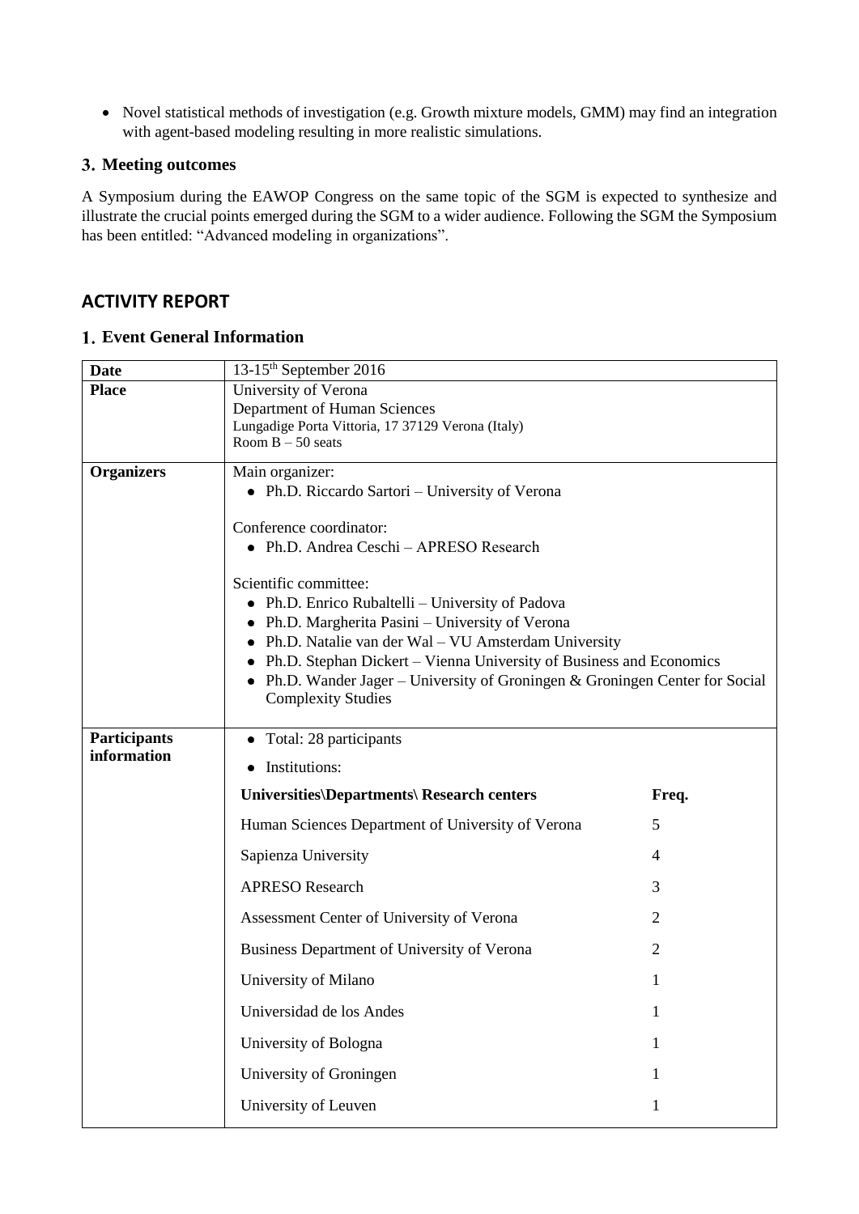- Novel statistical methods of investigation (e.g. Growth mixture models, GMM) may find an integration with agent-based modeling resulting in more realistic simulations.

## 3. Meeting outcomes

A Symposium during the EAWOP Congress on the same topic of the SGM is expected to synthesize and illustrate the crucial points emerged during the SGM to a wider audience. Following the SGM the Symposium has been entitled: "Advanced modeling in organizations".

# ACTIVITY REPORT

## 1. Event General Information

| | |
|---|---|
| **Date** | 13-15th September 2016 |
| **Place** | University of Verona<br>Department of Human Sciences<br>Lungadige Porta Vittoria, 17 37129 Verona (Italy)<br>Room B – 50 seats |
| **Organizers** | Main organizer:<br>• Ph.D. Riccardo Sartori – University of Verona<br><br>Conference coordinator:<br>• Ph.D. Andrea Ceschi – APRESO Research<br><br>Scientific committee:<br>• Ph.D. Enrico Rubaltelli – University of Padova<br>• Ph.D. Margherita Pasini – University of Verona<br>• Ph.D. Natalie van der Wal – VU Amsterdam University<br>• Ph.D. Stephan Dickert – Vienna University of Business and Economics<br>• Ph.D. Wander Jager – University of Groningen & Groningen Center for Social Complexity Studies |
| **Participants information** | • Total: 28 participants<br>• Institutions: |

| Universities\Departments\ Research centers | Freq. |
|---|---|
| Human Sciences Department of University of Verona | 5 |
| Sapienza University | 4 |
| APRESO Research | 3 |
| Assessment Center of University of Verona | 2 |
| Business Department of University of Verona | 2 |
| University of Milano | 1 |
| Universidad de los Andes | 1 |
| University of Bologna | 1 |
| University of Groningen | 1 |
| University of Leuven | 1 |